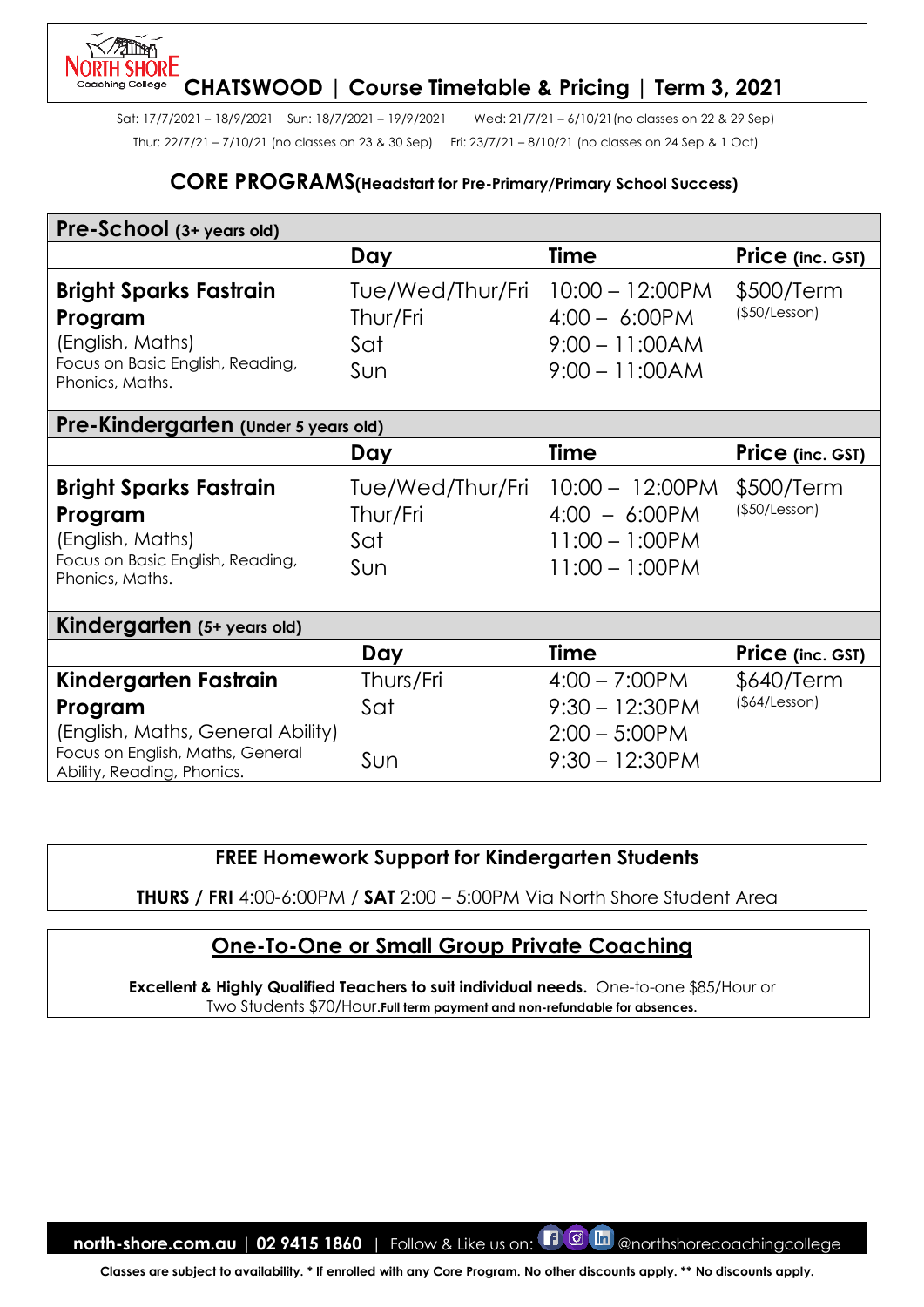# CHATSWOOD | Course Timetable & Pricing | Term 3, 2021

Sat: 17/7/2021 – 18/9/2021 Sun: 18/7/2021 – 19/9/2021 Wed: 21/7/21 – 6/10/21 (no classes on 22 & 29 Sep)

Thur: 22/7/21 – 7/10/21 (no classes on 23 & 30 Sep) Fri: 23/7/21 – 8/10/21 (no classes on 24 Sep & 1 Oct)

## CORE PROGRAMS (Headstart for Pre-Primary/Primary School Success)

| Pre-School (3+ years old) | | | |
|---|---|---|---|
| | **Day** | **Time** | **Price** (inc. GST) |
| **Bright Sparks Fastrain Program** (English, Maths) Focus on Basic English, Reading, Phonics, Maths. | Tue/Wed/Thur/Fri<br>Thur/Fri<br>Sat<br>Sun | 10:00 – 12:00PM<br>4:00 – 6:00PM<br>9:00 – 11:00AM<br>9:00 – 11:00AM | $500/Term ($50/Lesson) |
| **Pre-Kindergarten** (Under 5 years old) | | | |
| | **Day** | **Time** | **Price** (inc. GST) |
| **Bright Sparks Fastrain Program** (English, Maths) Focus on Basic English, Reading, Phonics, Maths. | Tue/Wed/Thur/Fri<br>Thur/Fri<br>Sat<br>Sun | 10:00 – 12:00PM<br>4:00 – 6:00PM<br>11:00 – 1:00PM<br>11:00 – 1:00PM | $500/Term ($50/Lesson) |
| **Kindergarten** (5+ years old) | | | |
| | **Day** | **Time** | **Price** (inc. GST) |
| **Kindergarten Fastrain Program** (English, Maths, General Ability) Focus on English, Maths, General Ability, Reading, Phonics. | Thurs/Fri<br>Sat<br><br>Sun | 4:00 – 7:00PM<br>9:30 – 12:30PM<br>2:00 – 5:00PM<br>9:30 – 12:30PM | $640/Term ($64/Lesson) |

**FREE Homework Support for Kindergarten Students**

**THURS / FRI** 4:00-6:00PM / **SAT** 2:00 – 5:00PM Via North Shore Student Area

## One-To-One or Small Group Private Coaching

**Excellent & Highly Qualified Teachers to suit individual needs.** One-to-one $85/Hour or Two Students $70/Hour. **Full term payment and non-refundable for absences.**

**north-shore.com.au | 02 9415 1860** | Follow & Like us on: @northshorecoachingcollege

**Classes are subject to availability. * If enrolled with any Core Program. No other discounts apply. ** No discounts apply.**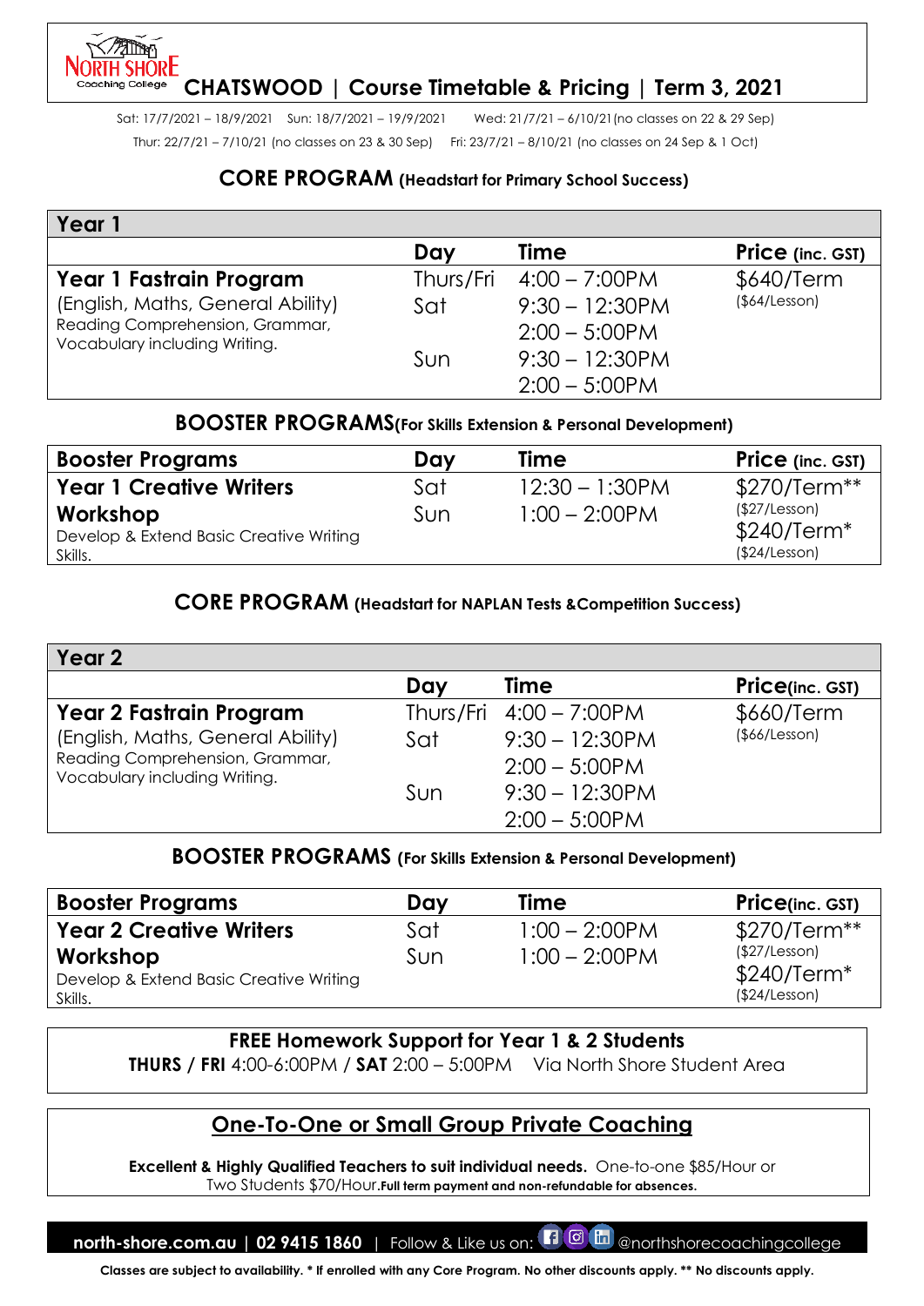**NORTH SHORE** Coaching College

# CHATSWOOD | Course Timetable & Pricing | Term 3, 2021

Sat: 17/7/2021 – 18/9/2021 Sun: 18/7/2021 – 19/9/2021 Wed: 21/7/21 – 6/10/21 (no classes on 22 & 29 Sep)

Thur: 22/7/21 – 7/10/21 (no classes on 23 & 30 Sep) Fri: 23/7/21 – 8/10/21 (no classes on 24 Sep & 1 Oct)

## CORE PROGRAM (Headstart for Primary School Success)

| Year 1 | | | |
|---|---|---|---|
| | **Day** | **Time** | **Price (inc. GST)** |
| **Year 1 Fastrain Program** (English, Maths, General Ability) Reading Comprehension, Grammar, Vocabulary including Writing. | Thurs/Fri | 4:00 – 7:00PM | $640/Term ($64/Lesson) |
| | Sat | 9:30 – 12:30PM | |
| | | 2:00 – 5:00PM | |
| | Sun | 9:30 – 12:30PM | |
| | | 2:00 – 5:00PM | |

## BOOSTER PROGRAMS (For Skills Extension & Personal Development)

| Booster Programs | Day | Time | Price (inc. GST) |
|---|---|---|---|
| **Year 1 Creative Writers Workshop** Develop & Extend Basic Creative Writing Skills. | Sat | 12:30 – 1:30PM | $270/Term** ($27/Lesson) |
| | Sun | 1:00 – 2:00PM | $240/Term* ($24/Lesson) |

## CORE PROGRAM (Headstart for NAPLAN Tests & Competition Success)

| Year 2 | | | |
|---|---|---|---|
| | **Day** | **Time** | **Price (inc. GST)** |
| **Year 2 Fastrain Program** (English, Maths, General Ability) Reading Comprehension, Grammar, Vocabulary including Writing. | Thurs/Fri | 4:00 – 7:00PM | $660/Term ($66/Lesson) |
| | Sat | 9:30 – 12:30PM | |
| | | 2:00 – 5:00PM | |
| | Sun | 9:30 – 12:30PM | |
| | | 2:00 – 5:00PM | |

## BOOSTER PROGRAMS (For Skills Extension & Personal Development)

| Booster Programs | Day | Time | Price (inc. GST) |
|---|---|---|---|
| **Year 2 Creative Writers Workshop** Develop & Extend Basic Creative Writing Skills. | Sat | 1:00 – 2:00PM | $270/Term** ($27/Lesson) |
| | Sun | 1:00 – 2:00PM | $240/Term* ($24/Lesson) |

**FREE Homework Support for Year 1 & 2 Students**

**THURS / FRI** 4:00-6:00PM / **SAT** 2:00 – 5:00PM Via North Shore Student Area

## One-To-One or Small Group Private Coaching

**Excellent & Highly Qualified Teachers to suit individual needs.** One-to-one $85/Hour or Two Students $70/Hour.**Full term payment and non-refundable for absences.**

**north-shore.com.au | 02 9415 1860** | Follow & Like us on: @northshorecoachingcollege

**Classes are subject to availability. * If enrolled with any Core Program. No other discounts apply. ** No discounts apply.**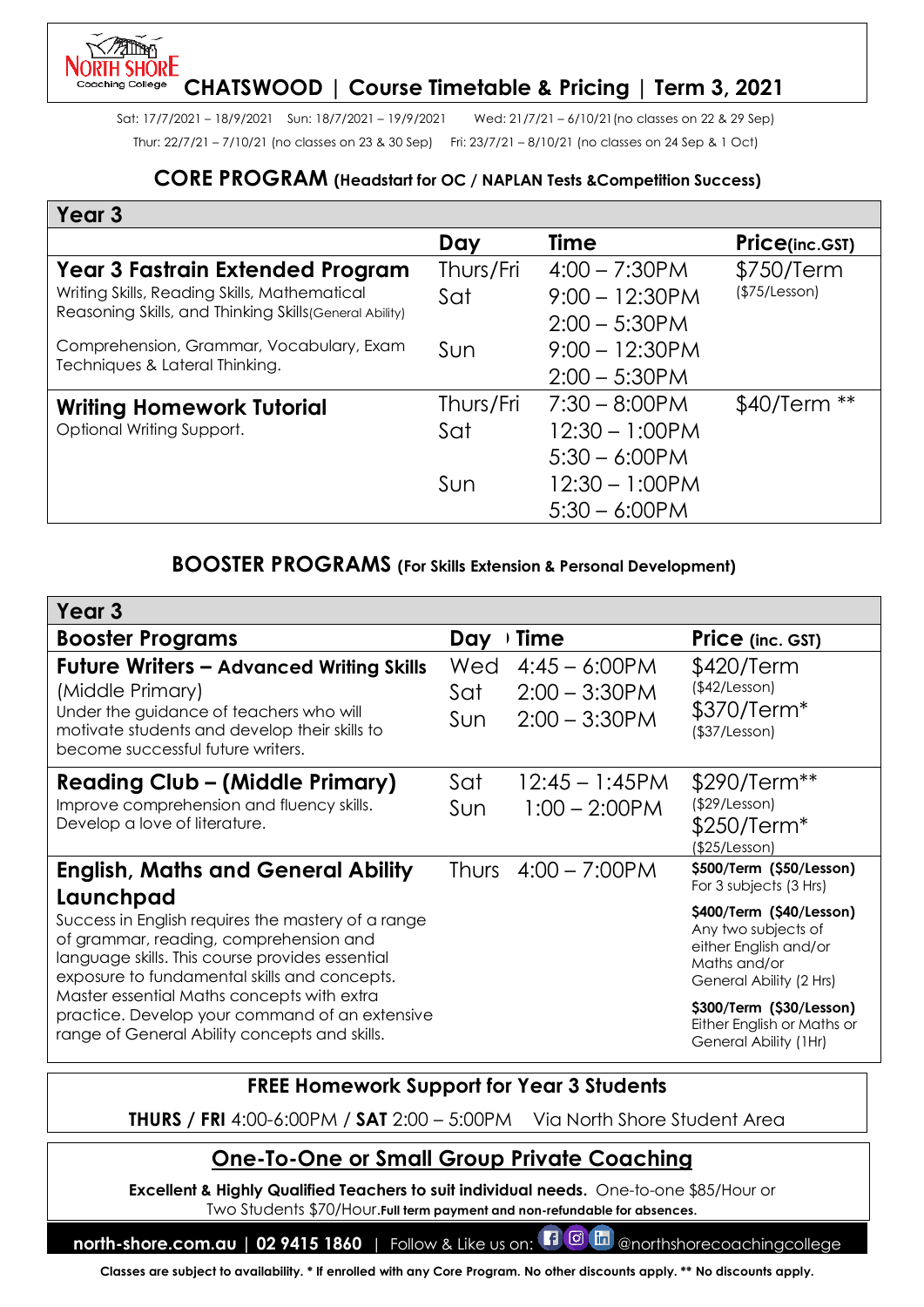# CHATSWOOD | Course Timetable & Pricing | Term 3, 2021

Sat: 17/7/2021 – 18/9/2021 Sun: 18/7/2021 – 19/9/2021 Wed: 21/7/21 – 6/10/21 (no classes on 22 & 29 Sep)

Thur: 22/7/21 – 7/10/21 (no classes on 23 & 30 Sep) Fri: 23/7/21 – 8/10/21 (no classes on 24 Sep & 1 Oct)

## CORE PROGRAM (Headstart for OC / NAPLAN Tests &Competition Success)

| Year 3 | Day | Time | Price (inc.GST) |
|---|---|---|---|
| **Year 3 Fastrain Extended Program**<br>Writing Skills, Reading Skills, Mathematical Reasoning Skills, and Thinking Skills (General Ability)<br>Comprehension, Grammar, Vocabulary, Exam Techniques & Lateral Thinking. | Thurs/Fri<br>Sat<br><br>Sun | 4:00 – 7:30PM<br>9:00 – 12:30PM<br>2:00 – 5:30PM<br>9:00 – 12:30PM<br>2:00 – 5:30PM | $750/Term<br>($75/Lesson) |
| **Writing Homework Tutorial**<br>Optional Writing Support. | Thurs/Fri<br>Sat<br><br>Sun | 7:30 – 8:00PM<br>12:30 – 1:00PM<br>5:30 – 6:00PM<br>12:30 – 1:00PM<br>5:30 – 6:00PM | $40/Term ** |

## BOOSTER PROGRAMS (For Skills Extension & Personal Development)

| Year 3 Booster Programs | Day | Time | Price (inc. GST) |
|---|---|---|---|
| **Future Writers – Advanced Writing Skills** (Middle Primary)<br>Under the guidance of teachers who will motivate students and develop their skills to become successful future writers. | Wed<br>Sat<br>Sun | 4:45 – 6:00PM<br>2:00 – 3:30PM<br>2:00 – 3:30PM | $420/Term ($42/Lesson)<br>$370/Term* ($37/Lesson) |
| **Reading Club – (Middle Primary)**<br>Improve comprehension and fluency skills. Develop a love of literature. | Sat<br>Sun | 12:45 – 1:45PM<br>1:00 – 2:00PM | $290/Term** ($29/Lesson)<br>$250/Term* ($25/Lesson) |
| **English, Maths and General Ability Launchpad**<br>Success in English requires the mastery of a range of grammar, reading, comprehension and language skills. This course provides essential exposure to fundamental skills and concepts. Master essential Maths concepts with extra practice. Develop your command of an extensive range of General Ability concepts and skills. | Thurs | 4:00 – 7:00PM | **$500/Term ($50/Lesson)** For 3 subjects (3 Hrs)<br>**$400/Term ($40/Lesson)** Any two subjects of either English and/or Maths and/or General Ability (2 Hrs)<br>**$300/Term ($30/Lesson)** Either English or Maths or General Ability (1Hr) |

## FREE Homework Support for Year 3 Students

**THURS / FRI** 4:00-6:00PM / **SAT** 2:00 – 5:00PM Via North Shore Student Area

## One-To-One or Small Group Private Coaching

**Excellent & Highly Qualified Teachers to suit individual needs.** One-to-one $85/Hour or Two Students $70/Hour. **Full term payment and non-refundable for absences.**

**north-shore.com.au | 02 9415 1860** | Follow & Like us on: @northshorecoachingcollege

**Classes are subject to availability. * If enrolled with any Core Program. No other discounts apply. ** No discounts apply.**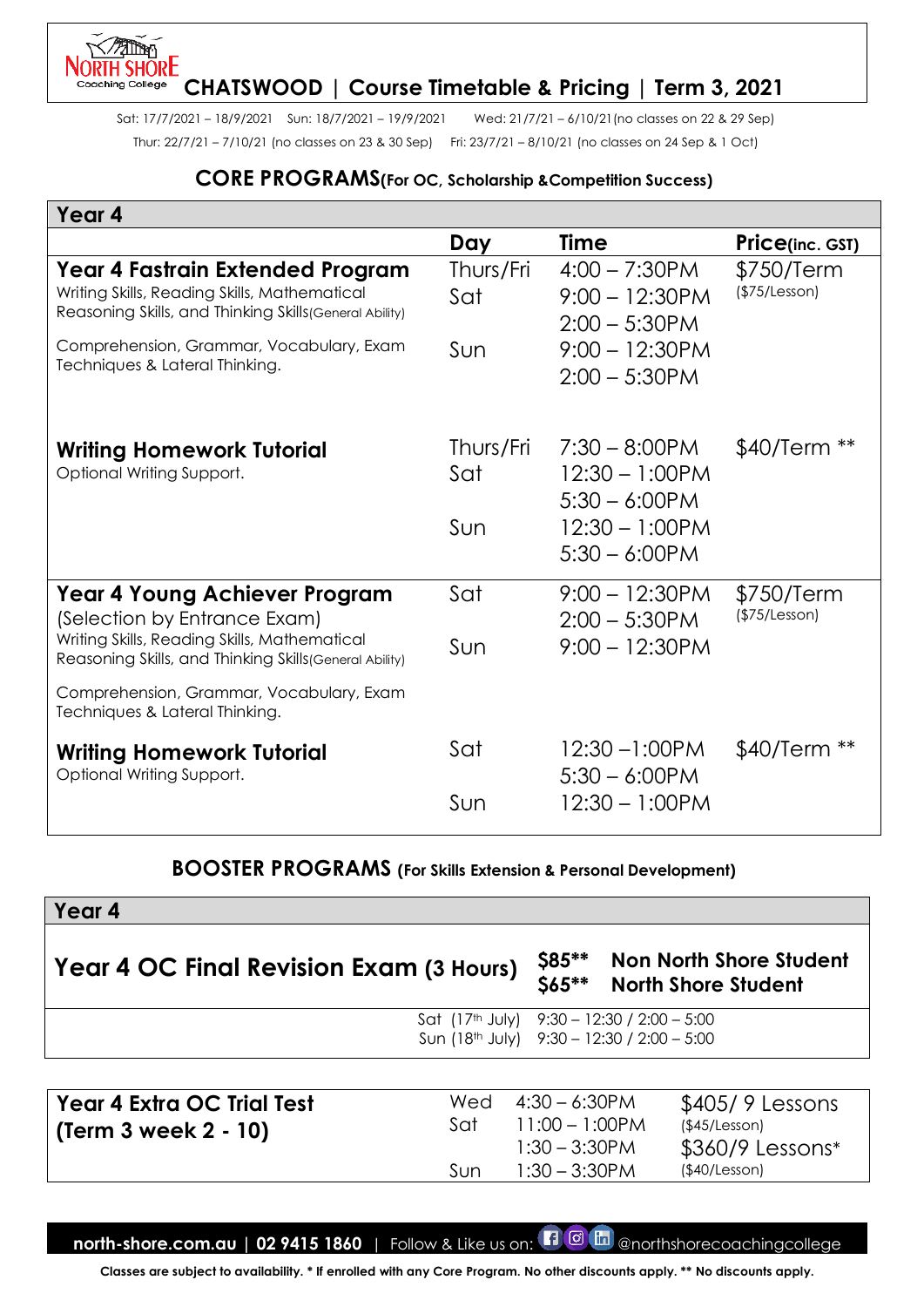# CHATSWOOD | Course Timetable & Pricing | Term 3, 2021

Sat: 17/7/2021 – 18/9/2021 Sun: 18/7/2021 – 19/9/2021 Wed: 21/7/21 – 6/10/21 (no classes on 22 & 29 Sep)
Thur: 22/7/21 – 7/10/21 (no classes on 23 & 30 Sep) Fri: 23/7/21 – 8/10/21 (no classes on 24 Sep & 1 Oct)

## CORE PROGRAMS (For OC, Scholarship & Competition Success)

| Year 4 | Day | Time | Price (inc. GST) |
|---|---|---|---|
| **Year 4 Fastrain Extended Program**<br>Writing Skills, Reading Skills, Mathematical Reasoning Skills, and Thinking Skills (General Ability)<br>Comprehension, Grammar, Vocabulary, Exam Techniques & Lateral Thinking. | Thurs/Fri<br>Sat<br><br>Sun | 4:00 – 7:30PM<br>9:00 – 12:30PM<br>2:00 – 5:30PM<br>9:00 – 12:30PM<br>2:00 – 5:30PM | $750/Term<br>($75/Lesson) |
| **Writing Homework Tutorial**<br>Optional Writing Support. | Thurs/Fri<br>Sat<br><br>Sun | 7:30 – 8:00PM<br>12:30 – 1:00PM<br>5:30 – 6:00PM<br>12:30 – 1:00PM<br>5:30 – 6:00PM | $40/Term ** |
| **Year 4 Young Achiever Program**<br>(Selection by Entrance Exam)<br>Writing Skills, Reading Skills, Mathematical Reasoning Skills, and Thinking Skills (General Ability)<br>Comprehension, Grammar, Vocabulary, Exam Techniques & Lateral Thinking. | Sat<br><br>Sun | 9:00 – 12:30PM<br>2:00 – 5:30PM<br>9:00 – 12:30PM | $750/Term<br>($75/Lesson) |
| **Writing Homework Tutorial**<br>Optional Writing Support. | Sat<br><br>Sun | 12:30 – 1:00PM<br>5:30 – 6:00PM<br>12:30 – 1:00PM | $40/Term ** |

## BOOSTER PROGRAMS (For Skills Extension & Personal Development)

| Year 4 | | |
|---|---|---|
| **Year 4 OC Final Revision Exam (3 Hours)** | $85**<br>$65** | Non North Shore Student<br>North Shore Student |
| | Sat (17th July)<br>Sun (18th July) | 9:30 – 12:30 / 2:00 – 5:00<br>9:30 – 12:30 / 2:00 – 5:00 |

| Program | Day | Time | Price |
|---|---|---|---|
| **Year 4 Extra OC Trial Test (Term 3 week 2 - 10)** | Wed<br>Sat<br><br>Sun | 4:30 – 6:30PM<br>11:00 – 1:00PM<br>1:30 – 3:30PM<br>1:30 – 3:30PM | $405/ 9 Lessons<br>($45/Lesson)<br>$360/9 Lessons*<br>($40/Lesson) |

north-shore.com.au | 02 9415 1860 | Follow & Like us on: @northshorecoachingcollege

Classes are subject to availability. * If enrolled with any Core Program. No other discounts apply. ** No discounts apply.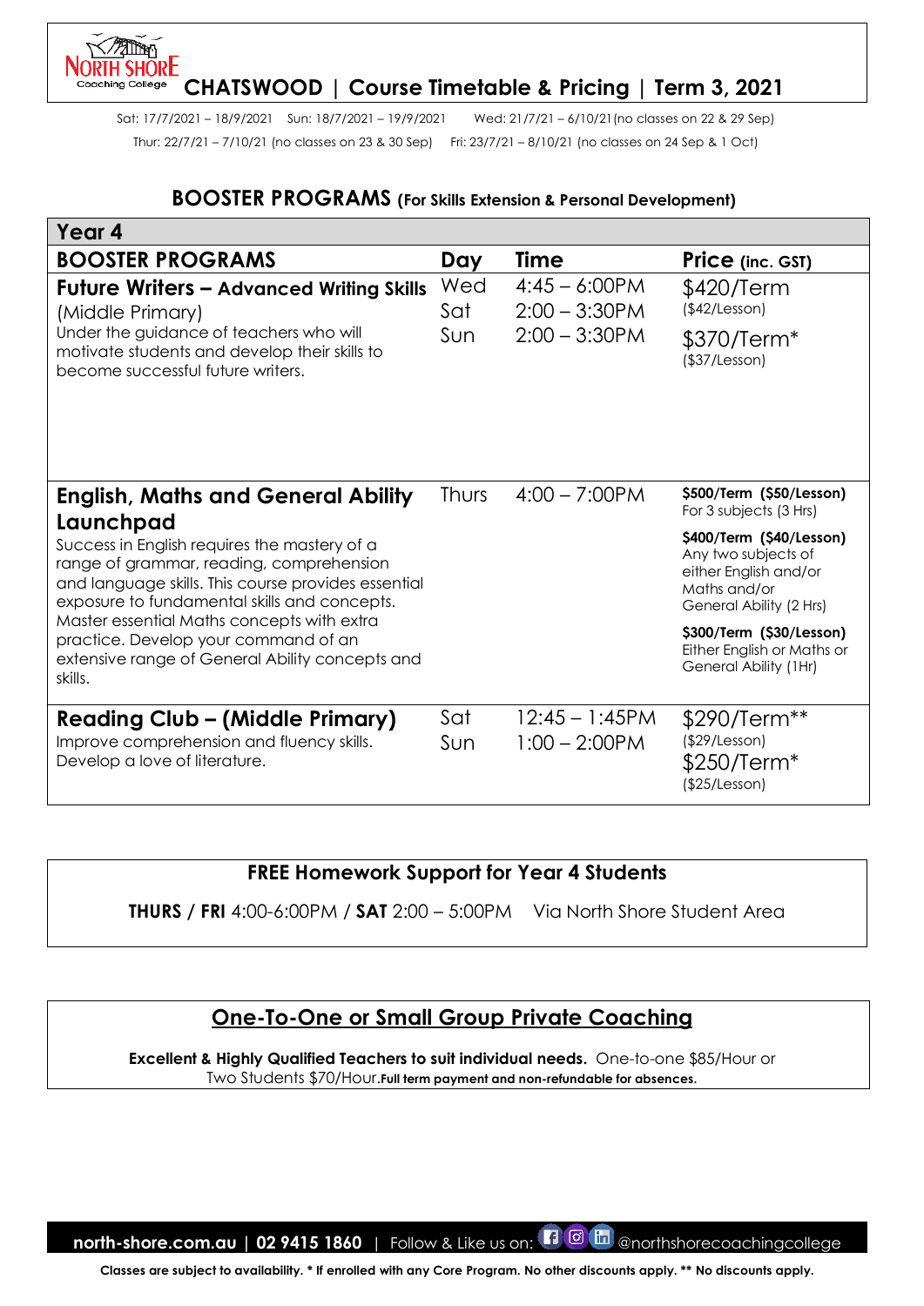# CHATSWOOD | Course Timetable & Pricing | Term 3, 2021

Sat: 17/7/2021 – 18/9/2021 Sun: 18/7/2021 – 19/9/2021 Wed: 21/7/21 – 6/10/21 (no classes on 22 & 29 Sep)
Thur: 22/7/21 – 7/10/21 (no classes on 23 & 30 Sep) Fri: 23/7/21 – 8/10/21 (no classes on 24 Sep & 1 Oct)

## BOOSTER PROGRAMS (For Skills Extension & Personal Development)

| Year 4 | | | |
|---|---|---|---|
| **BOOSTER PROGRAMS** | **Day** | **Time** | **Price (inc. GST)** |
| **Future Writers – Advanced Writing Skills** (Middle Primary)<br>Under the guidance of teachers who will motivate students and develop their skills to become successful future writers. | Wed<br>Sat<br>Sun | 4:45 – 6:00PM<br>2:00 – 3:30PM<br>2:00 – 3:30PM | $420/Term ($42/Lesson)<br>$370/Term* ($37/Lesson) |
| **English, Maths and General Ability Launchpad**<br>Success in English requires the mastery of a range of grammar, reading, comprehension and language skills. This course provides essential exposure to fundamental skills and concepts. Master essential Maths concepts with extra practice. Develop your command of an extensive range of General Ability concepts and skills. | Thurs | 4:00 – 7:00PM | **$500/Term ($50/Lesson)** For 3 subjects (3 Hrs)<br>**$400/Term ($40/Lesson)** Any two subjects of either English and/or Maths and/or General Ability (2 Hrs)<br>**$300/Term ($30/Lesson)** Either English or Maths or General Ability (1Hr) |
| **Reading Club – (Middle Primary)**<br>Improve comprehension and fluency skills. Develop a love of literature. | Sat<br>Sun | 12:45 – 1:45PM<br>1:00 – 2:00PM | $290/Term** ($29/Lesson)<br>$250/Term* ($25/Lesson) |

## FREE Homework Support for Year 4 Students

**THURS / FRI** 4:00-6:00PM / **SAT** 2:00 – 5:00PM Via North Shore Student Area

## One-To-One or Small Group Private Coaching

**Excellent & Highly Qualified Teachers to suit individual needs.** One-to-one $85/Hour or Two Students $70/Hour. **Full term payment and non-refundable for absences.**

**north-shore.com.au | 02 9415 1860** | Follow & Like us on: @northshorecoachingcollege

**Classes are subject to availability. * If enrolled with any Core Program. No other discounts apply. ** No discounts apply.**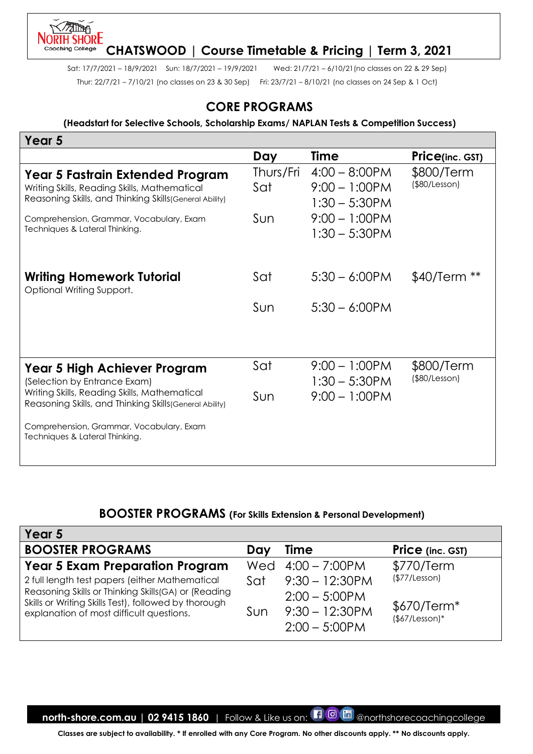# CHATSWOOD | Course Timetable & Pricing | Term 3, 2021

Sat: 17/7/2021 – 18/9/2021 Sun: 18/7/2021 – 19/9/2021 Wed: 21/7/21 – 6/10/21(no classes on 22 & 29 Sep)

Thur: 22/7/21 – 7/10/21 (no classes on 23 & 30 Sep) Fri: 23/7/21 – 8/10/21 (no classes on 24 Sep & 1 Oct)

## CORE PROGRAMS

**(Headstart for Selective Schools, Scholarship Exams/ NAPLAN Tests & Competition Success)**

| Year 5 | Day | Time | Price(inc. GST) |
|---|---|---|---|
| **Year 5 Fastrain Extended Program**<br>Writing Skills, Reading Skills, Mathematical Reasoning Skills, and Thinking Skills(General Ability)<br>Comprehension, Grammar, Vocabulary, Exam Techniques & Lateral Thinking. | Thurs/Fri<br>Sat<br><br>Sun | 4:00 – 8:00PM<br>9:00 – 1:00PM<br>1:30 – 5:30PM<br>9:00 – 1:00PM<br>1:30 – 5:30PM | $800/Term<br>($80/Lesson) |
| **Writing Homework Tutorial**<br>Optional Writing Support. | Sat<br>Sun | 5:30 – 6:00PM<br>5:30 – 6:00PM | $40/Term ** |
| **Year 5 High Achiever Program**<br>(Selection by Entrance Exam)<br>Writing Skills, Reading Skills, Mathematical Reasoning Skills, and Thinking Skills(General Ability)<br>Comprehension, Grammar, Vocabulary, Exam Techniques & Lateral Thinking. | Sat<br><br>Sun | 9:00 – 1:00PM<br>1:30 – 5:30PM<br>9:00 – 1:00PM | $800/Term<br>($80/Lesson) |

## BOOSTER PROGRAMS (For Skills Extension & Personal Development)

| Year 5<br>BOOSTER PROGRAMS | Day | Time | Price (inc. GST) |
|---|---|---|---|
| **Year 5 Exam Preparation Program**<br>2 full length test papers (either Mathematical Reasoning Skills or Thinking Skills(GA) or (Reading Skills or Writing Skills Test), followed by thorough explanation of most difficult questions. | Wed<br>Sat<br><br>Sun | 4:00 – 7:00PM<br>9:30 – 12:30PM<br>2:00 – 5:00PM<br>9:30 – 12:30PM<br>2:00 – 5:00PM | $770/Term<br>($77/Lesson)<br>$670/Term*<br>($67/Lesson)* |

**north-shore.com.au | 02 9415 1860** | Follow & Like us on: @northshorecoachingcollege

**Classes are subject to availability. * If enrolled with any Core Program. No other discounts apply. ** No discounts apply.**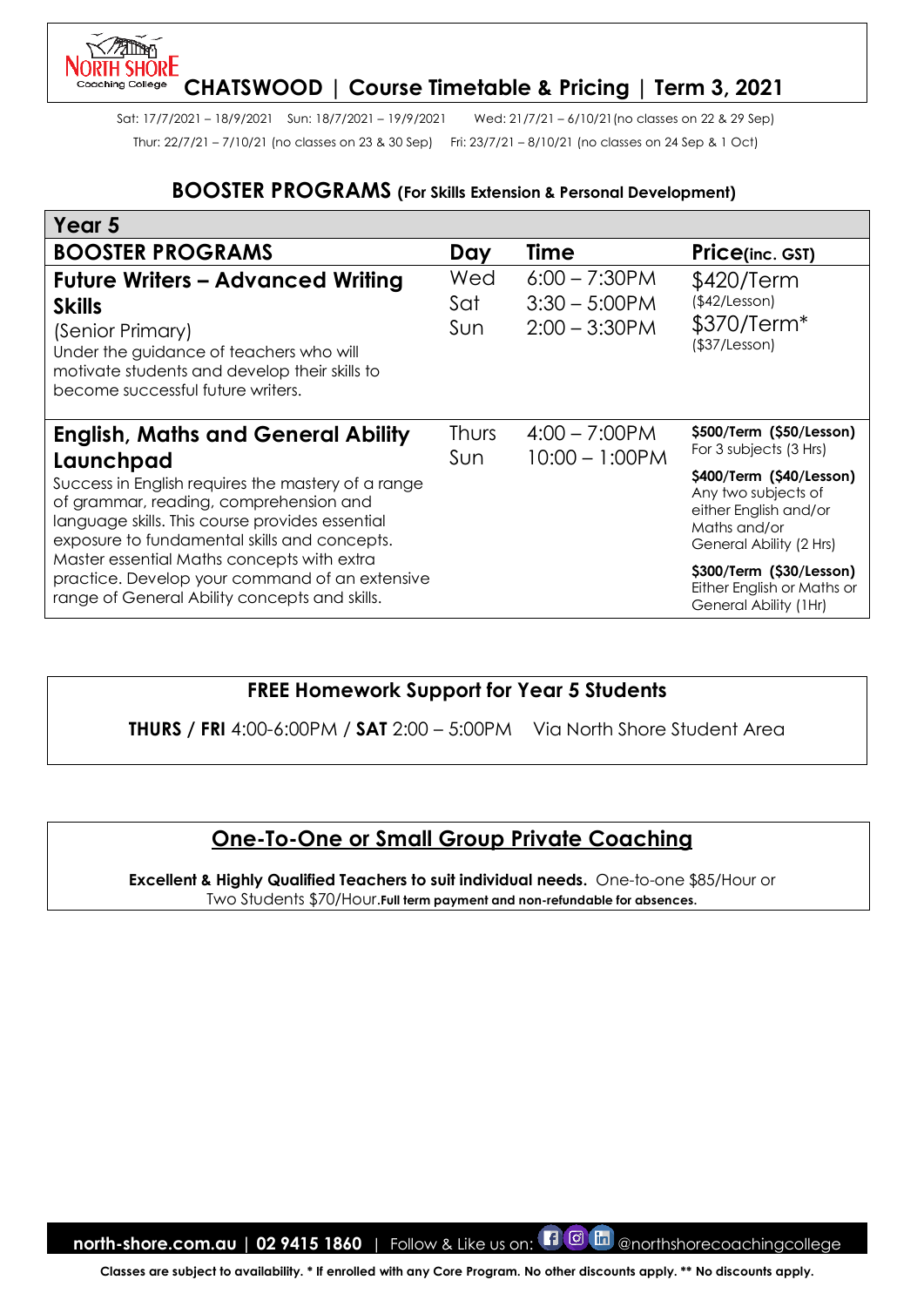# CHATSWOOD | Course Timetable & Pricing | Term 3, 2021

Sat: 17/7/2021 – 18/9/2021 Sun: 18/7/2021 – 19/9/2021 Wed: 21/7/21 – 6/10/21 (no classes on 22 & 29 Sep)

Thur: 22/7/21 – 7/10/21 (no classes on 23 & 30 Sep) Fri: 23/7/21 – 8/10/21 (no classes on 24 Sep & 1 Oct)

## BOOSTER PROGRAMS (For Skills Extension & Personal Development)

| Year 5 | | | |
|---|---|---|---|
| **BOOSTER PROGRAMS** | **Day** | **Time** | **Price(inc. GST)** |
| **Future Writers – Advanced Writing Skills** (Senior Primary)<br>Under the guidance of teachers who will motivate students and develop their skills to become successful future writers. | Wed<br>Sat<br>Sun | 6:00 – 7:30PM<br>3:30 – 5:00PM<br>2:00 – 3:30PM | $420/Term ($42/Lesson)<br>$370/Term* ($37/Lesson) |
| **English, Maths and General Ability Launchpad**<br>Success in English requires the mastery of a range of grammar, reading, comprehension and language skills. This course provides essential exposure to fundamental skills and concepts. Master essential Maths concepts with extra practice. Develop your command of an extensive range of General Ability concepts and skills. | Thurs<br>Sun | 4:00 – 7:00PM<br>10:00 – 1:00PM | **$500/Term ($50/Lesson)** For 3 subjects (3 Hrs)<br>**$400/Term ($40/Lesson)** Any two subjects of either English and/or Maths and/or General Ability (2 Hrs)<br>**$300/Term ($30/Lesson)** Either English or Maths or General Ability (1Hr) |

## FREE Homework Support for Year 5 Students

**THURS / FRI** 4:00-6:00PM / **SAT** 2:00 – 5:00PM Via North Shore Student Area

## One-To-One or Small Group Private Coaching

**Excellent & Highly Qualified Teachers to suit individual needs.** One-to-one $85/Hour or Two Students $70/Hour. **Full term payment and non-refundable for absences.**

**north-shore.com.au | 02 9415 1860** | Follow & Like us on: @northshorecoachingcollege

**Classes are subject to availability. * If enrolled with any Core Program. No other discounts apply. ** No discounts apply.**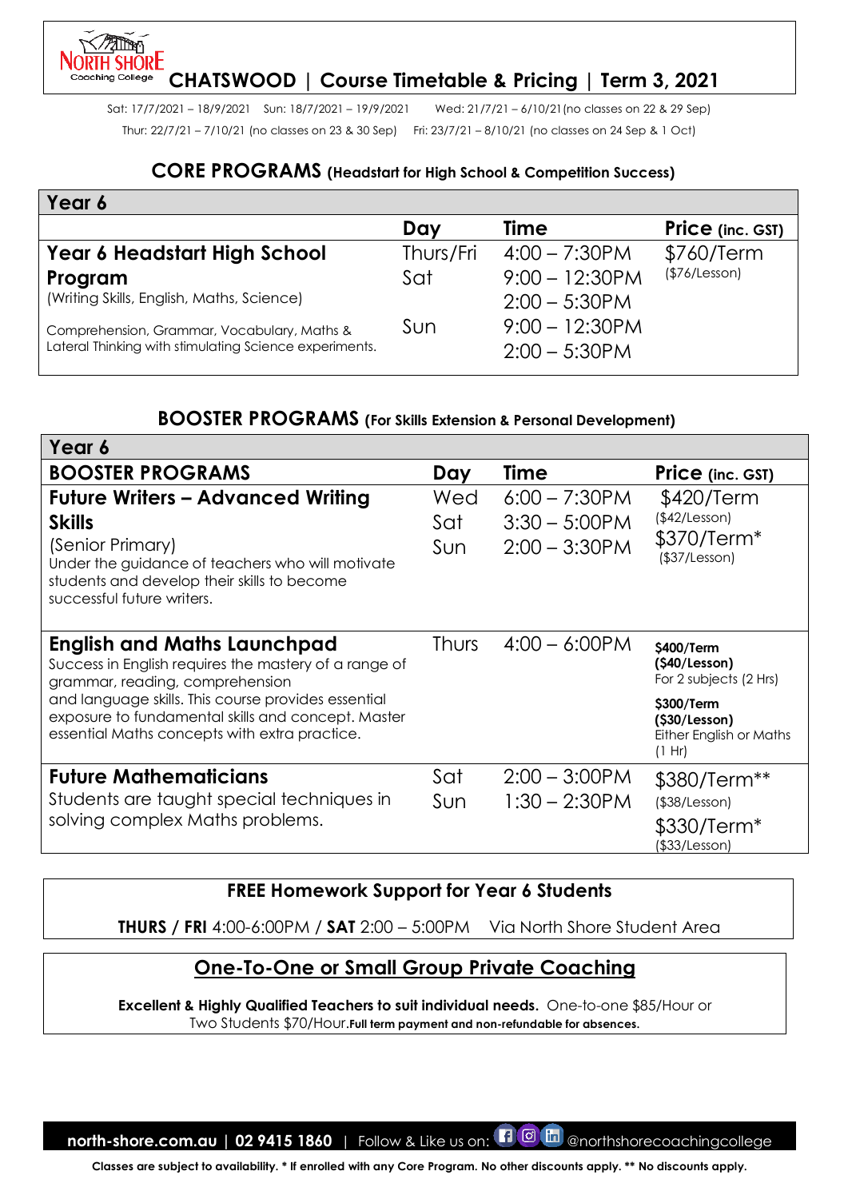# CHATSWOOD | Course Timetable & Pricing | Term 3, 2021

Sat: 17/7/2021 – 18/9/2021 Sun: 18/7/2021 – 19/9/2021 Wed: 21/7/21 – 6/10/21 (no classes on 22 & 29 Sep)

Thur: 22/7/21 – 7/10/21 (no classes on 23 & 30 Sep) Fri: 23/7/21 – 8/10/21 (no classes on 24 Sep & 1 Oct)

## CORE PROGRAMS (Headstart for High School & Competition Success)

| Year 6 | | | |
|---|---|---|---|
| | **Day** | **Time** | **Price (inc. GST)** |
| **Year 6 Headstart High School Program**<br>(Writing Skills, English, Maths, Science)<br>Comprehension, Grammar, Vocabulary, Maths & Lateral Thinking with stimulating Science experiments. | Thurs/Fri<br>Sat<br><br>Sun | 4:00 – 7:30PM<br>9:00 – 12:30PM<br>2:00 – 5:30PM<br>9:00 – 12:30PM<br>2:00 – 5:30PM | $760/Term<br>($76/Lesson) |

## BOOSTER PROGRAMS (For Skills Extension & Personal Development)

| Year 6 | | | |
|---|---|---|---|
| **BOOSTER PROGRAMS** | **Day** | **Time** | **Price (inc. GST)** |
| **Future Writers – Advanced Writing Skills**<br>(Senior Primary)<br>Under the guidance of teachers who will motivate students and develop their skills to become successful future writers. | Wed<br>Sat<br>Sun | 6:00 – 7:30PM<br>3:30 – 5:00PM<br>2:00 – 3:30PM | $420/Term<br>($42/Lesson)<br>$370/Term*<br>($37/Lesson) |
| **English and Maths Launchpad**<br>Success in English requires the mastery of a range of grammar, reading, comprehension and language skills. This course provides essential exposure to fundamental skills and concept. Master essential Maths concepts with extra practice. | Thurs | 4:00 – 6:00PM | **$400/Term**<br>**($40/Lesson)**<br>For 2 subjects (2 Hrs)<br>**$300/Term**<br>**($30/Lesson)**<br>Either English or Maths (1 Hr) |
| **Future Mathematicians**<br>Students are taught special techniques in solving complex Maths problems. | Sat<br>Sun | 2:00 – 3:00PM<br>1:30 – 2:30PM | $380/Term**<br>($38/Lesson)<br>$330/Term*<br>($33/Lesson) |

**FREE Homework Support for Year 6 Students**

**THURS / FRI** 4:00-6:00PM / **SAT** 2:00 – 5:00PM Via North Shore Student Area

## One-To-One or Small Group Private Coaching

**Excellent & Highly Qualified Teachers to suit individual needs.** One-to-one $85/Hour or Two Students $70/Hour. **Full term payment and non-refundable for absences.**

**north-shore.com.au | 02 9415 1860** | Follow & Like us on: @northshorecoachingcollege

**Classes are subject to availability. * If enrolled with any Core Program. No other discounts apply. ** No discounts apply.**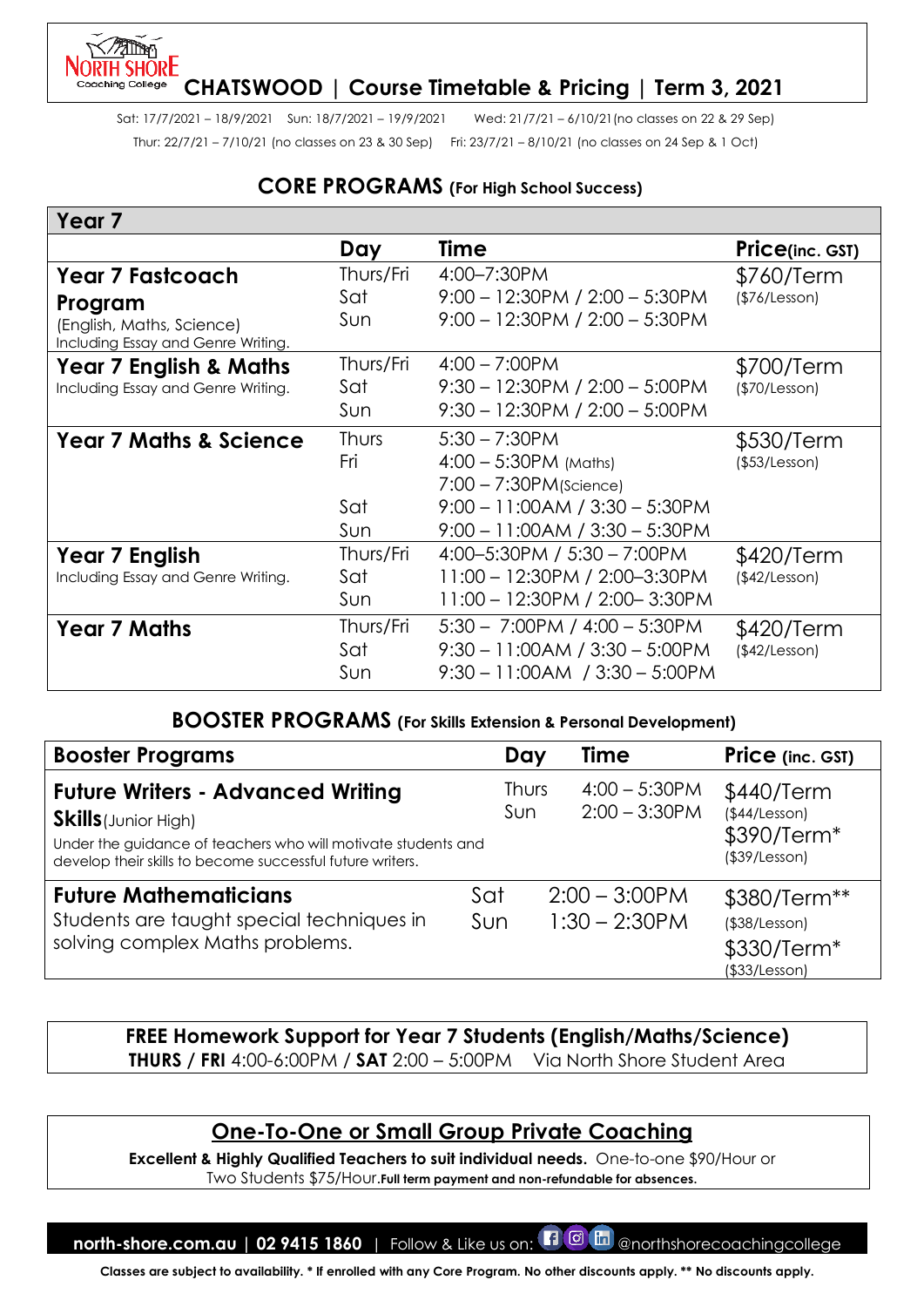# CHATSWOOD | Course Timetable & Pricing | Term 3, 2021

Sat: 17/7/2021 – 18/9/2021 Sun: 18/7/2021 – 19/9/2021 Wed: 21/7/21 – 6/10/21 (no classes on 22 & 29 Sep)

Thur: 22/7/21 – 7/10/21 (no classes on 23 & 30 Sep) Fri: 23/7/21 – 8/10/21 (no classes on 24 Sep & 1 Oct)

## CORE PROGRAMS (For High School Success)

| Year 7 | Day | Time | Price (inc. GST) |
|---|---|---|---|
| **Year 7 Fastcoach Program** (English, Maths, Science) Including Essay and Genre Writing. | Thurs/Fri<br>Sat<br>Sun | 4:00–7:30PM<br>9:00 – 12:30PM / 2:00 – 5:30PM<br>9:00 – 12:30PM / 2:00 – 5:30PM | $760/Term ($76/Lesson) |
| **Year 7 English & Maths** Including Essay and Genre Writing. | Thurs/Fri<br>Sat<br>Sun | 4:00 – 7:00PM<br>9:30 – 12:30PM / 2:00 – 5:00PM<br>9:30 – 12:30PM / 2:00 – 5:00PM | $700/Term ($70/Lesson) |
| **Year 7 Maths & Science** | Thurs<br>Fri<br><br>Sat<br>Sun | 5:30 – 7:30PM<br>4:00 – 5:30PM (Maths)<br>7:00 – 7:30PM (Science)<br>9:00 – 11:00AM / 3:30 – 5:30PM<br>9:00 – 11:00AM / 3:30 – 5:30PM | $530/Term ($53/Lesson) |
| **Year 7 English** Including Essay and Genre Writing. | Thurs/Fri<br>Sat<br>Sun | 4:00–5:30PM / 5:30 – 7:00PM<br>11:00 – 12:30PM / 2:00–3:30PM<br>11:00 – 12:30PM / 2:00– 3:30PM | $420/Term ($42/Lesson) |
| **Year 7 Maths** | Thurs/Fri<br>Sat<br>Sun | 5:30 – 7:00PM / 4:00 – 5:30PM<br>9:30 – 11:00AM / 3:30 – 5:00PM<br>9:30 – 11:00AM / 3:30 – 5:00PM | $420/Term ($42/Lesson) |

## BOOSTER PROGRAMS (For Skills Extension & Personal Development)

| Booster Programs | Day | Time | Price (inc. GST) |
|---|---|---|---|
| **Future Writers - Advanced Writing Skills** (Junior High)<br>Under the guidance of teachers who will motivate students and develop their skills to become successful future writers. | Thurs<br>Sun | 4:00 – 5:30PM<br>2:00 – 3:30PM | $440/Term ($44/Lesson)<br>$390/Term* ($39/Lesson) |
| **Future Mathematicians**<br>Students are taught special techniques in solving complex Maths problems. | Sat<br>Sun | 2:00 – 3:00PM<br>1:30 – 2:30PM | $380/Term** ($38/Lesson)<br>$330/Term* ($33/Lesson) |

**FREE Homework Support for Year 7 Students (English/Maths/Science)**
**THURS / FRI** 4:00-6:00PM / **SAT** 2:00 – 5:00PM Via North Shore Student Area

## One-To-One or Small Group Private Coaching

**Excellent & Highly Qualified Teachers to suit individual needs.** One-to-one $90/Hour or Two Students $75/Hour. **Full term payment and non-refundable for absences.**

**north-shore.com.au | 02 9415 1860** | Follow & Like us on: @northshorecoachingcollege

**Classes are subject to availability. * If enrolled with any Core Program. No other discounts apply. ** No discounts apply.**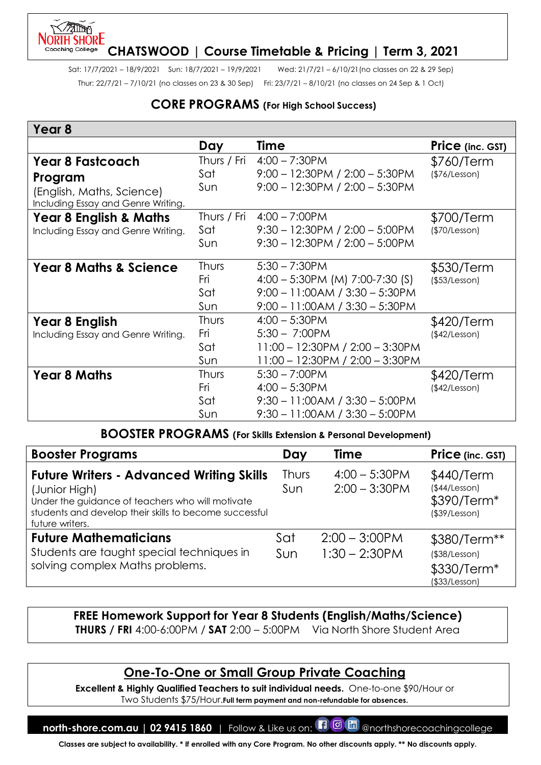NORTH SHORE Coaching College

# CHATSWOOD | Course Timetable & Pricing | Term 3, 2021

Sat: 17/7/2021 – 18/9/2021   Sun: 18/7/2021 – 19/9/2021   Wed: 21/7/21 – 6/10/21 (no classes on 22 & 29 Sep)
Thur: 22/7/21 – 7/10/21 (no classes on 23 & 30 Sep)   Fri: 23/7/21 – 8/10/21 (no classes on 24 Sep & 1 Oct)

## CORE PROGRAMS (For High School Success)

| Year 8 | | | |
|---|---|---|---|
| | **Day** | **Time** | **Price (inc. GST)** |
| **Year 8 Fastcoach Program** (English, Maths, Science) Including Essay and Genre Writing. | Thurs / Fri<br>Sat<br>Sun | 4:00 – 7:30PM<br>9:00 – 12:30PM / 2:00 – 5:30PM<br>9:00 – 12:30PM / 2:00 – 5:30PM | $760/Term<br>($76/Lesson) |
| **Year 8 English & Maths** Including Essay and Genre Writing. | Thurs / Fri<br>Sat<br>Sun | 4:00 – 7:00PM<br>9:30 – 12:30PM / 2:00 – 5:00PM<br>9:30 – 12:30PM / 2:00 – 5:00PM | $700/Term<br>($70/Lesson) |
| **Year 8 Maths & Science** | Thurs<br>Fri<br>Sat<br>Sun | 5:30 – 7:30PM<br>4:00 – 5:30PM (M) 7:00-7:30 (S)<br>9:00 – 11:00AM / 3:30 – 5:30PM<br>9:00 – 11:00AM / 3:30 – 5:30PM | $530/Term<br>($53/Lesson) |
| **Year 8 English** Including Essay and Genre Writing. | Thurs<br>Fri<br>Sat<br>Sun | 4:00 – 5:30PM<br>5:30 – 7:00PM<br>11:00 – 12:30PM / 2:00 – 3:30PM<br>11:00 – 12:30PM / 2:00 – 3:30PM | $420/Term<br>($42/Lesson) |
| **Year 8 Maths** | Thurs<br>Fri<br>Sat<br>Sun | 5:30 – 7:00PM<br>4:00 – 5:30PM<br>9:30 – 11:00AM / 3:30 – 5:00PM<br>9:30 – 11:00AM / 3:30 – 5:00PM | $420/Term<br>($42/Lesson) |

## BOOSTER PROGRAMS (For Skills Extension & Personal Development)

| Booster Programs | Day | Time | Price (inc. GST) |
|---|---|---|---|
| **Future Writers - Advanced Writing Skills** (Junior High) Under the guidance of teachers who will motivate students and develop their skills to become successful future writers. | Thurs<br>Sun | 4:00 – 5:30PM<br>2:00 – 3:30PM | $440/Term ($44/Lesson)<br>$390/Term* ($39/Lesson) |
| **Future Mathematicians** Students are taught special techniques in solving complex Maths problems. | Sat<br>Sun | 2:00 – 3:00PM<br>1:30 – 2:30PM | $380/Term** ($38/Lesson)<br>$330/Term* ($33/Lesson) |

**FREE Homework Support for Year 8 Students (English/Maths/Science)**
**THURS / FRI** 4:00-6:00PM / **SAT** 2:00 – 5:00PM   Via North Shore Student Area

## One-To-One or Small Group Private Coaching

**Excellent & Highly Qualified Teachers to suit individual needs.** One-to-one $90/Hour or Two Students $75/Hour. **Full term payment and non-refundable for absences.**

**north-shore.com.au | 02 9415 1860** | Follow & Like us on: @northshorecoachingcollege

**Classes are subject to availability. * If enrolled with any Core Program. No other discounts apply. ** No discounts apply.**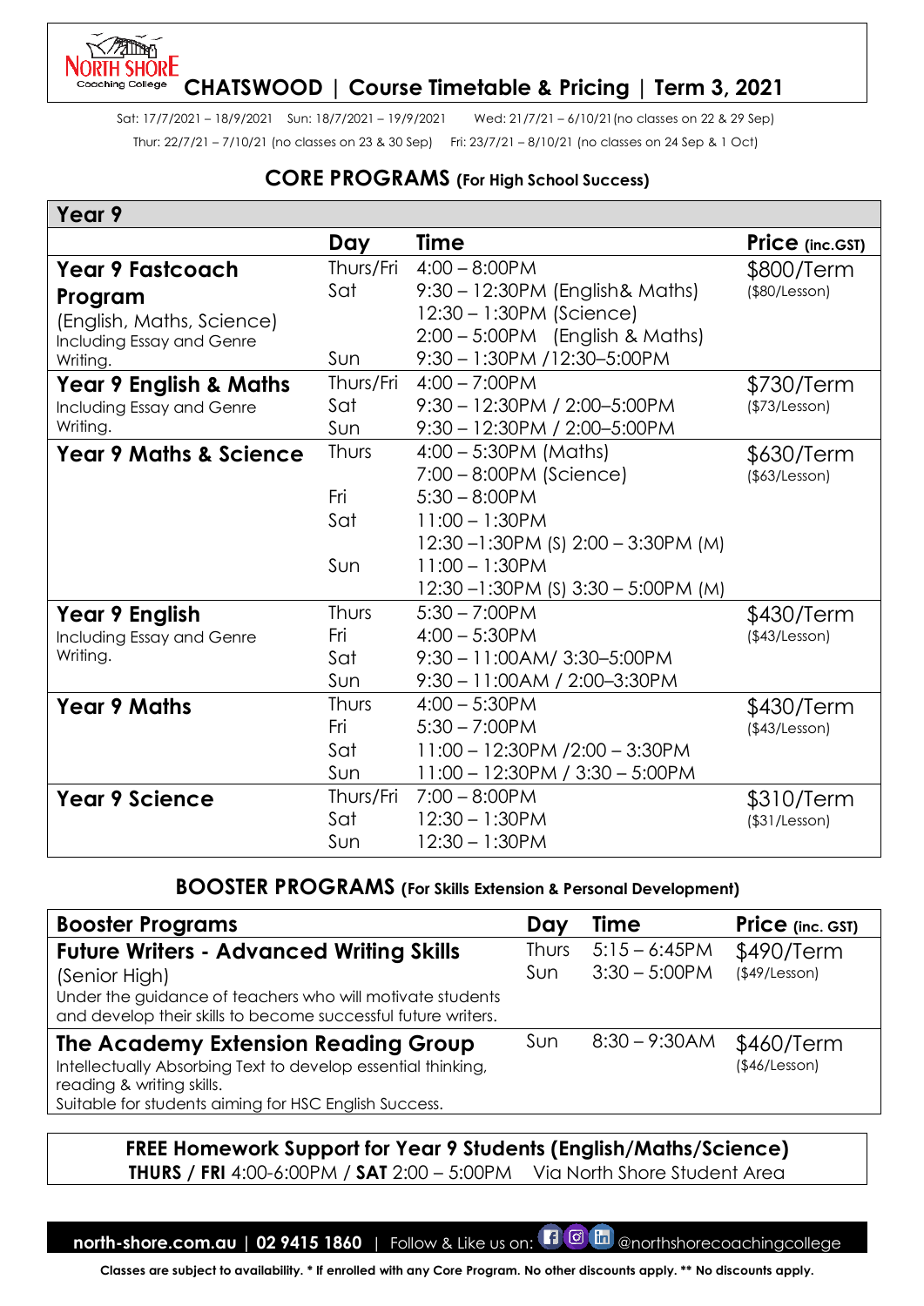# CHATSWOOD | Course Timetable & Pricing | Term 3, 2021

Sat: 17/7/2021 – 18/9/2021 Sun: 18/7/2021 – 19/9/2021 Wed: 21/7/21 – 6/10/21(no classes on 22 & 29 Sep)
Thur: 22/7/21 – 7/10/21 (no classes on 23 & 30 Sep) Fri: 23/7/21 – 8/10/21 (no classes on 24 Sep & 1 Oct)

## CORE PROGRAMS (For High School Success)

| Year 9 | Day | Time | Price (inc.GST) |
|---|---|---|---|
| **Year 9 Fastcoach Program** (English, Maths, Science) Including Essay and Genre Writing. | Thurs/Fri<br>Sat<br><br><br>Sun | 4:00 – 8:00PM<br>9:30 – 12:30PM (English& Maths)<br>12:30 – 1:30PM (Science)<br>2:00 – 5:00PM (English & Maths)<br>9:30 – 1:30PM /12:30–5:00PM | $800/Term ($80/Lesson) |
| **Year 9 English & Maths** Including Essay and Genre Writing. | Thurs/Fri<br>Sat<br>Sun | 4:00 – 7:00PM<br>9:30 – 12:30PM / 2:00–5:00PM<br>9:30 – 12:30PM / 2:00–5:00PM | $730/Term ($73/Lesson) |
| **Year 9 Maths & Science** | Thurs<br><br>Fri<br>Sat<br><br>Sun | 4:00 – 5:30PM (Maths)<br>7:00 – 8:00PM (Science)<br>5:30 – 8:00PM<br>11:00 – 1:30PM<br>12:30 –1:30PM (S) 2:00 – 3:30PM (M)<br>11:00 – 1:30PM<br>12:30 –1:30PM (S) 3:30 – 5:00PM (M) | $630/Term ($63/Lesson) |
| **Year 9 English** Including Essay and Genre Writing. | Thurs<br>Fri<br>Sat<br>Sun | 5:30 – 7:00PM<br>4:00 – 5:30PM<br>9:30 – 11:00AM/ 3:30–5:00PM<br>9:30 – 11:00AM / 2:00–3:30PM | $430/Term ($43/Lesson) |
| **Year 9 Maths** | Thurs<br>Fri<br>Sat<br>Sun | 4:00 – 5:30PM<br>5:30 – 7:00PM<br>11:00 – 12:30PM /2:00 – 3:30PM<br>11:00 – 12:30PM / 3:30 – 5:00PM | $430/Term ($43/Lesson) |
| **Year 9 Science** | Thurs/Fri<br>Sat<br>Sun | 7:00 – 8:00PM<br>12:30 – 1:30PM<br>12:30 – 1:30PM | $310/Term ($31/Lesson) |

## BOOSTER PROGRAMS (For Skills Extension & Personal Development)

| Booster Programs | Day | Time | Price (inc. GST) |
|---|---|---|---|
| **Future Writers - Advanced Writing Skills** (Senior High) Under the guidance of teachers who will motivate students and develop their skills to become successful future writers. | Thurs<br>Sun | 5:15 – 6:45PM<br>3:30 – 5:00PM | $490/Term ($49/Lesson) |
| **The Academy Extension Reading Group** Intellectually Absorbing Text to develop essential thinking, reading & writing skills. Suitable for students aiming for HSC English Success. | Sun | 8:30 – 9:30AM | $460/Term ($46/Lesson) |

**FREE Homework Support for Year 9 Students (English/Maths/Science)**
**THURS / FRI** 4:00-6:00PM / **SAT** 2:00 – 5:00PM Via North Shore Student Area

**north-shore.com.au | 02 9415 1860** | Follow & Like us on: @northshorecoachingcollege

**Classes are subject to availability. * If enrolled with any Core Program. No other discounts apply. ** No discounts apply.**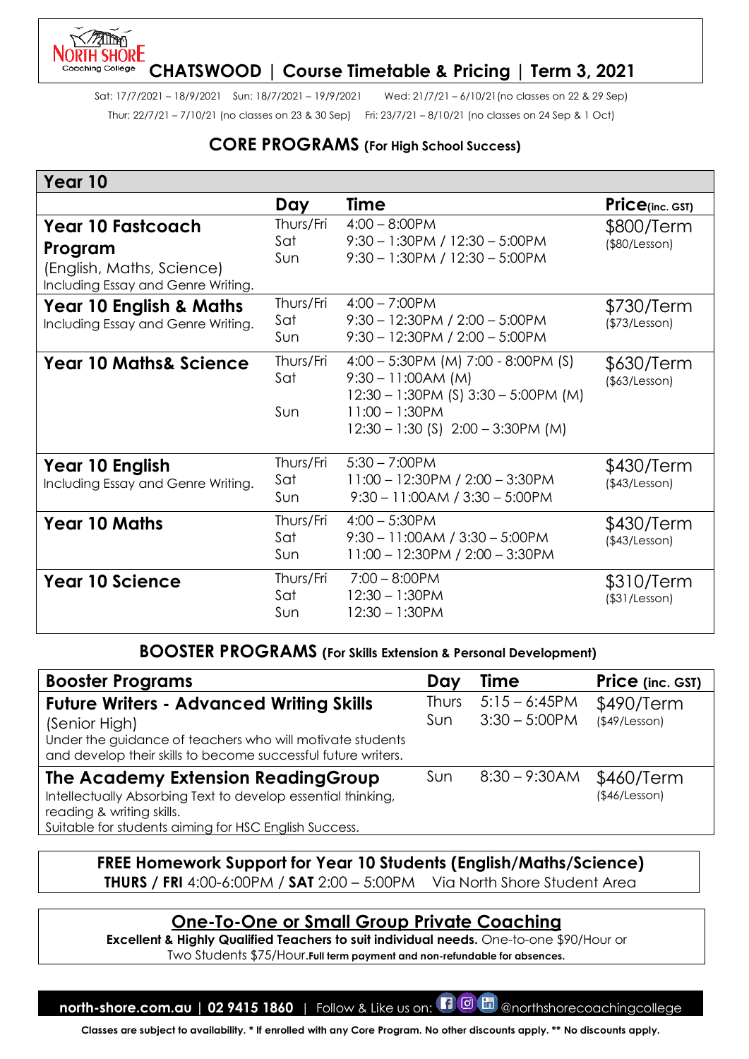# CHATSWOOD | Course Timetable & Pricing | Term 3, 2021

Sat: 17/7/2021 – 18/9/2021 Sun: 18/7/2021 – 19/9/2021 Wed: 21/7/21 – 6/10/21 (no classes on 22 & 29 Sep)
Thur: 22/7/21 – 7/10/21 (no classes on 23 & 30 Sep) Fri: 23/7/21 – 8/10/21 (no classes on 24 Sep & 1 Oct)

## CORE PROGRAMS (For High School Success)

| Year 10 | Day | Time | Price (inc. GST) |
|---|---|---|---|
| **Year 10 Fastcoach Program** (English, Maths, Science) Including Essay and Genre Writing. | Thurs/Fri<br>Sat<br>Sun | 4:00 – 8:00PM<br>9:30 – 1:30PM / 12:30 – 5:00PM<br>9:30 – 1:30PM / 12:30 – 5:00PM | $800/Term ($80/Lesson) |
| **Year 10 English & Maths** Including Essay and Genre Writing. | Thurs/Fri<br>Sat<br>Sun | 4:00 – 7:00PM<br>9:30 – 12:30PM / 2:00 – 5:00PM<br>9:30 – 12:30PM / 2:00 – 5:00PM | $730/Term ($73/Lesson) |
| **Year 10 Maths& Science** | Thurs/Fri<br>Sat<br><br>Sun | 4:00 – 5:30PM (M) 7:00 - 8:00PM (S)<br>9:30 – 11:00AM (M)<br>12:30 – 1:30PM (S) 3:30 – 5:00PM (M)<br>11:00 – 1:30PM<br>12:30 – 1:30 (S) 2:00 – 3:30PM (M) | $630/Term ($63/Lesson) |
| **Year 10 English** Including Essay and Genre Writing. | Thurs/Fri<br>Sat<br>Sun | 5:30 – 7:00PM<br>11:00 – 12:30PM / 2:00 – 3:30PM<br>9:30 – 11:00AM / 3:30 – 5:00PM | $430/Term ($43/Lesson) |
| **Year 10 Maths** | Thurs/Fri<br>Sat<br>Sun | 4:00 – 5:30PM<br>9:30 – 11:00AM / 3:30 – 5:00PM<br>11:00 – 12:30PM / 2:00 – 3:30PM | $430/Term ($43/Lesson) |
| **Year 10 Science** | Thurs/Fri<br>Sat<br>Sun | 7:00 – 8:00PM<br>12:30 – 1:30PM<br>12:30 – 1:30PM | $310/Term ($31/Lesson) |

## BOOSTER PROGRAMS (For Skills Extension & Personal Development)

| Booster Programs | Day | Time | Price (inc. GST) |
|---|---|---|---|
| **Future Writers - Advanced Writing Skills** (Senior High) Under the guidance of teachers who will motivate students and develop their skills to become successful future writers. | Thurs<br>Sun | 5:15 – 6:45PM<br>3:30 – 5:00PM | $490/Term ($49/Lesson) |
| **The Academy Extension ReadingGroup** Intellectually Absorbing Text to develop essential thinking, reading & writing skills. Suitable for students aiming for HSC English Success. | Sun | 8:30 – 9:30AM | $460/Term ($46/Lesson) |

**FREE Homework Support for Year 10 Students (English/Maths/Science)**
**THURS / FRI** 4:00-6:00PM / **SAT** 2:00 – 5:00PM Via North Shore Student Area

## One-To-One or Small Group Private Coaching

**Excellent & Highly Qualified Teachers to suit individual needs.** One-to-one $90/Hour or Two Students $75/Hour. **Full term payment and non-refundable for absences.**

**north-shore.com.au | 02 9415 1860** | Follow & Like us on: @northshorecoachingcollege

**Classes are subject to availability. * If enrolled with any Core Program. No other discounts apply. ** No discounts apply.**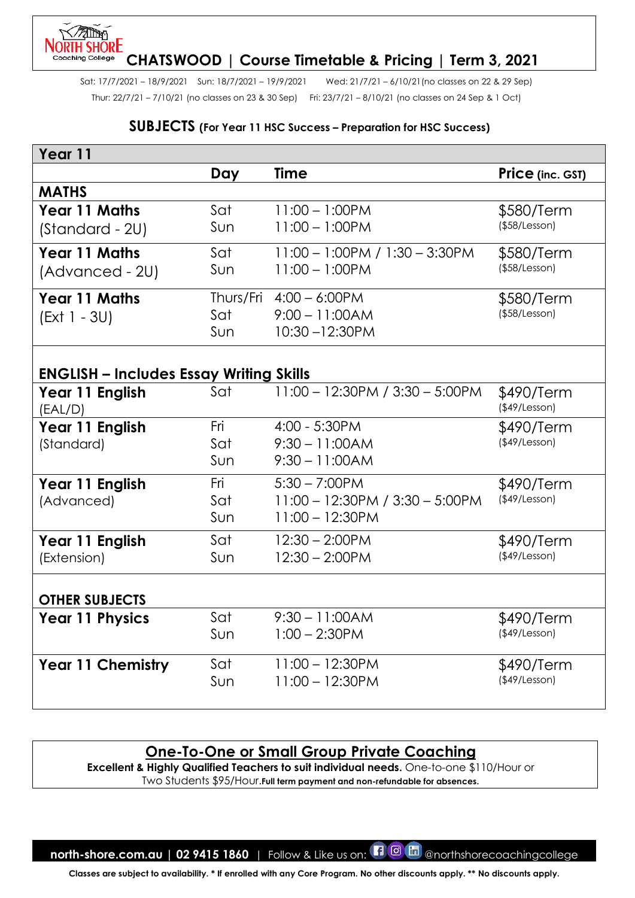# CHATSWOOD | Course Timetable & Pricing | Term 3, 2021

Sat: 17/7/2021 – 18/9/2021 Sun: 18/7/2021 – 19/9/2021 Wed: 21/7/21 – 6/10/21 (no classes on 22 & 29 Sep)
Thur: 22/7/21 – 7/10/21 (no classes on 23 & 30 Sep) Fri: 23/7/21 – 8/10/21 (no classes on 24 Sep & 1 Oct)

## SUBJECTS (For Year 11 HSC Success – Preparation for HSC Success)

| Year 11 | | | |
|---|---|---|---|
| | **Day** | **Time** | **Price (inc. GST)** |
| **MATHS** | | | |
| **Year 11 Maths** (Standard - 2U) | Sat<br>Sun | 11:00 – 1:00PM<br>11:00 – 1:00PM | $580/Term ($58/Lesson) |
| **Year 11 Maths** (Advanced - 2U) | Sat<br>Sun | 11:00 – 1:00PM / 1:30 – 3:30PM<br>11:00 – 1:00PM | $580/Term ($58/Lesson) |
| **Year 11 Maths** (Ext 1 - 3U) | Thurs/Fri<br>Sat<br>Sun | 4:00 – 6:00PM<br>9:00 – 11:00AM<br>10:30 –12:30PM | $580/Term ($58/Lesson) |
| **ENGLISH – Includes Essay Writing Skills** | | | |
| **Year 11 English** (EAL/D) | Sat | 11:00 – 12:30PM / 3:30 – 5:00PM | $490/Term ($49/Lesson) |
| **Year 11 English** (Standard) | Fri<br>Sat<br>Sun | 4:00 - 5:30PM<br>9:30 – 11:00AM<br>9:30 – 11:00AM | $490/Term ($49/Lesson) |
| **Year 11 English** (Advanced) | Fri<br>Sat<br>Sun | 5:30 – 7:00PM<br>11:00 – 12:30PM / 3:30 – 5:00PM<br>11:00 – 12:30PM | $490/Term ($49/Lesson) |
| **Year 11 English** (Extension) | Sat<br>Sun | 12:30 – 2:00PM<br>12:30 – 2:00PM | $490/Term ($49/Lesson) |
| **OTHER SUBJECTS** | | | |
| **Year 11 Physics** | Sat<br>Sun | 9:30 – 11:00AM<br>1:00 – 2:30PM | $490/Term ($49/Lesson) |
| **Year 11 Chemistry** | Sat<br>Sun | 11:00 – 12:30PM<br>11:00 – 12:30PM | $490/Term ($49/Lesson) |

## One-To-One or Small Group Private Coaching

**Excellent & Highly Qualified Teachers to suit individual needs.** One-to-one $110/Hour or Two Students $95/Hour. **Full term payment and non-refundable for absences.**

**north-shore.com.au | 02 9415 1860** | Follow & Like us on: @northshorecoachingcollege

**Classes are subject to availability. * If enrolled with any Core Program. No other discounts apply. ** No discounts apply.**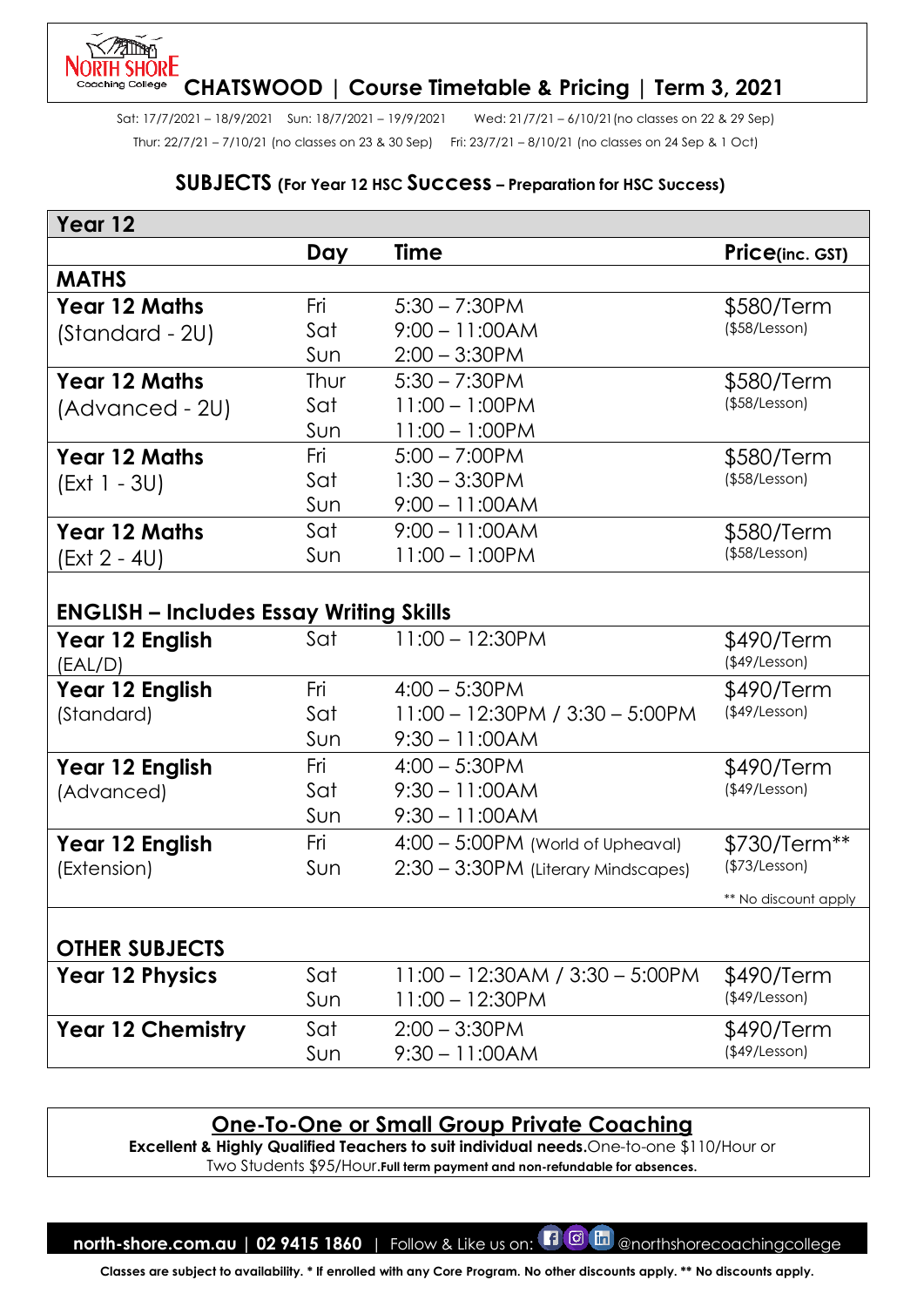# CHATSWOOD | Course Timetable & Pricing | Term 3, 2021

Sat: 17/7/2021 – 18/9/2021 Sun: 18/7/2021 – 19/9/2021 Wed: 21/7/21 – 6/10/21 (no classes on 22 & 29 Sep)
Thur: 22/7/21 – 7/10/21 (no classes on 23 & 30 Sep) Fri: 23/7/21 – 8/10/21 (no classes on 24 Sep & 1 Oct)

## SUBJECTS (For Year 12 HSC Success – Preparation for HSC Success)

| Year 12 | | | |
|---|---|---|---|
| | **Day** | **Time** | **Price(inc. GST)** |
| **MATHS** | | | |
| **Year 12 Maths** (Standard - 2U) | Fri<br>Sat<br>Sun | 5:30 – 7:30PM<br>9:00 – 11:00AM<br>2:00 – 3:30PM | $580/Term ($58/Lesson) |
| **Year 12 Maths** (Advanced - 2U) | Thur<br>Sat<br>Sun | 5:30 – 7:30PM<br>11:00 – 1:00PM<br>11:00 – 1:00PM | $580/Term ($58/Lesson) |
| **Year 12 Maths** (Ext 1 - 3U) | Fri<br>Sat<br>Sun | 5:00 – 7:00PM<br>1:30 – 3:30PM<br>9:00 – 11:00AM | $580/Term ($58/Lesson) |
| **Year 12 Maths** (Ext 2 - 4U) | Sat<br>Sun | 9:00 – 11:00AM<br>11:00 – 1:00PM | $580/Term ($58/Lesson) |
| **ENGLISH – Includes Essay Writing Skills** | | | |
| **Year 12 English** (EAL/D) | Sat | 11:00 – 12:30PM | $490/Term ($49/Lesson) |
| **Year 12 English** (Standard) | Fri<br>Sat<br>Sun | 4:00 – 5:30PM<br>11:00 – 12:30PM / 3:30 – 5:00PM<br>9:30 – 11:00AM | $490/Term ($49/Lesson) |
| **Year 12 English** (Advanced) | Fri<br>Sat<br>Sun | 4:00 – 5:30PM<br>9:30 – 11:00AM<br>9:30 – 11:00AM | $490/Term ($49/Lesson) |
| **Year 12 English** (Extension) | Fri<br>Sun | 4:00 – 5:00PM (World of Upheaval)<br>2:30 – 3:30PM (Literary Mindscapes) | $730/Term** ($73/Lesson)<br>** No discount apply |
| **OTHER SUBJECTS** | | | |
| **Year 12 Physics** | Sat<br>Sun | 11:00 – 12:30AM / 3:30 – 5:00PM<br>11:00 – 12:30PM | $490/Term ($49/Lesson) |
| **Year 12 Chemistry** | Sat<br>Sun | 2:00 – 3:30PM<br>9:30 – 11:00AM | $490/Term ($49/Lesson) |

## One-To-One or Small Group Private Coaching

**Excellent & Highly Qualified Teachers to suit individual needs.** One-to-one $110/Hour or Two Students $95/Hour. **Full term payment and non-refundable for absences.**

**north-shore.com.au | 02 9415 1860** | Follow & Like us on: @northshorecoachingcollege

**Classes are subject to availability. * If enrolled with any Core Program. No other discounts apply. ** No discounts apply.**